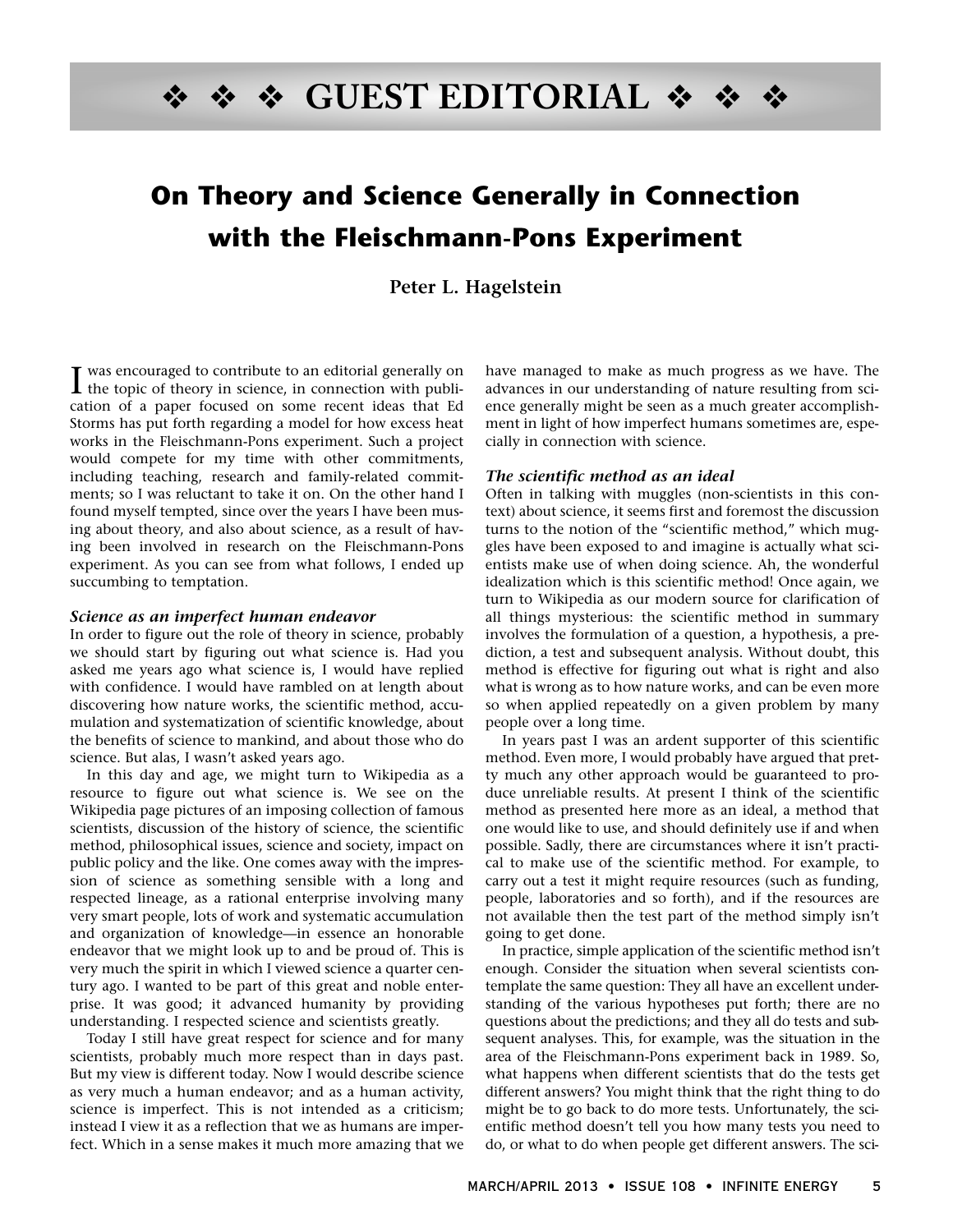# ❖ ❖ ❖ GUEST EDITORIAL ❖ ❖ ❖

## On Theory and Science Generally in Connection with the Fleischmann-Pons Experiment

**Peter L. Hagelstein**

I was encouraged to contribute to an editorial generally on the topic of theory in science, in connection with publication of a paper focused on some recent ideas that Ed Storms has put forth regarding a model for how excess heat works in the Fleischmann-Pons experiment. Such a project would compete for my time with other commitments, including teaching, research and family-related commitments; so I was reluctant to take it on. On the other hand I found myself tempted, since over the years I have been musing about theory, and also about science, as a result of having been involved in research on the Fleischmann-Pons experiment. As you can see from what follows, I ended up succumbing to temptation.

### *Science as an imperfect human endeavor*

In order to figure out the role of theory in science, probably we should start by figuring out what science is. Had you asked me years ago what science is, I would have replied with confidence. I would have rambled on at length about discovering how nature works, the scientific method, accumulation and systematization of scientific knowledge, about the benefits of science to mankind, and about those who do science. But alas, I wasn't asked years ago.

In this day and age, we might turn to Wikipedia as a resource to figure out what science is. We see on the Wikipedia page pictures of an imposing collection of famous scientists, discussion of the history of science, the scientific method, philosophical issues, science and society, impact on public policy and the like. One comes away with the impression of science as something sensible with a long and respected lineage, as a rational enterprise involving many very smart people, lots of work and systematic accumulation and organization of knowledge—in essence an honorable endeavor that we might look up to and be proud of. This is very much the spirit in which I viewed science a quarter century ago. I wanted to be part of this great and noble enterprise. It was good; it advanced humanity by providing understanding. I respected science and scientists greatly.

Today I still have great respect for science and for many scientists, probably much more respect than in days past. But my view is different today. Now I would describe science as very much a human endeavor; and as a human activity, science is imperfect. This is not intended as a criticism; instead I view it as a reflection that we as humans are imperfect. Which in a sense makes it much more amazing that we have managed to make as much progress as we have. The advances in our understanding of nature resulting from science generally might be seen as a much greater accomplishment in light of how imperfect humans sometimes are, especially in connection with science.

### *The scientific method as an ideal*

Often in talking with muggles (non-scientists in this context) about science, it seems first and foremost the discussion turns to the notion of the "scientific method," which muggles have been exposed to and imagine is actually what scientists make use of when doing science. Ah, the wonderful idealization which is this scientific method! Once again, we turn to Wikipedia as our modern source for clarification of all things mysterious: the scientific method in summary involves the formulation of a question, a hypothesis, a prediction, a test and subsequent analysis. Without doubt, this method is effective for figuring out what is right and also what is wrong as to how nature works, and can be even more so when applied repeatedly on a given problem by many people over a long time.

In years past I was an ardent supporter of this scientific method. Even more, I would probably have argued that pretty much any other approach would be guaranteed to produce unreliable results. At present I think of the scientific method as presented here more as an ideal, a method that one would like to use, and should definitely use if and when possible. Sadly, there are circumstances where it isn't practical to make use of the scientific method. For example, to carry out a test it might require resources (such as funding, people, laboratories and so forth), and if the resources are not available then the test part of the method simply isn't going to get done.

In practice, simple application of the scientific method isn't enough. Consider the situation when several scientists contemplate the same question: They all have an excellent understanding of the various hypotheses put forth; there are no questions about the predictions; and they all do tests and subsequent analyses. This, for example, was the situation in the area of the Fleischmann-Pons experiment back in 1989. So, what happens when different scientists that do the tests get different answers? You might think that the right thing to do might be to go back to do more tests. Unfortunately, the scientific method doesn't tell you how many tests you need to do, or what to do when people get different answers. The sci-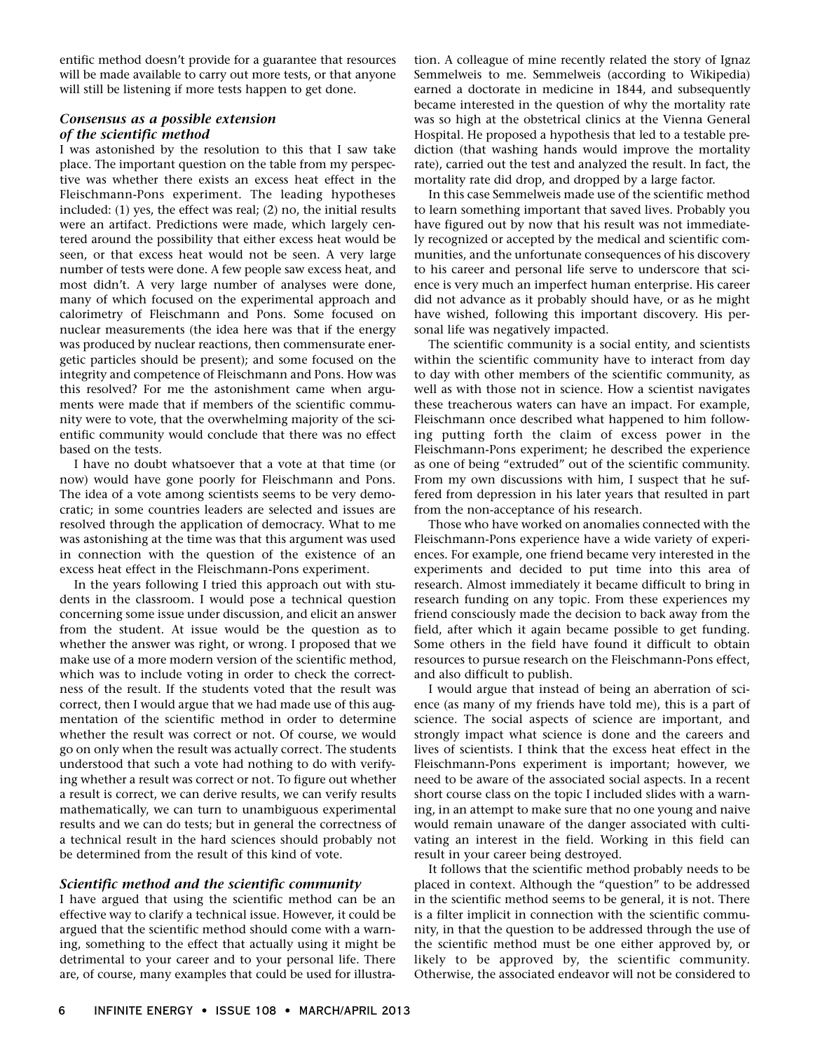entific method doesn't provide for a guarantee that resources will be made available to carry out more tests, or that anyone will still be listening if more tests happen to get done.

### *Consensus as a possible extension of the scientific method*

I was astonished by the resolution to this that I saw take place. The important question on the table from my perspective was whether there exists an excess heat effect in the Fleischmann-Pons experiment. The leading hypotheses included: (1) yes, the effect was real; (2) no, the initial results were an artifact. Predictions were made, which largely centered around the possibility that either excess heat would be seen, or that excess heat would not be seen. A very large number of tests were done. A few people saw excess heat, and most didn't. A very large number of analyses were done, many of which focused on the experimental approach and calorimetry of Fleischmann and Pons. Some focused on nuclear measurements (the idea here was that if the energy was produced by nuclear reactions, then commensurate energetic particles should be present); and some focused on the integrity and competence of Fleischmann and Pons. How was this resolved? For me the astonishment came when arguments were made that if members of the scientific community were to vote, that the overwhelming majority of the scientific community would conclude that there was no effect based on the tests.

I have no doubt whatsoever that a vote at that time (or now) would have gone poorly for Fleischmann and Pons. The idea of a vote among scientists seems to be very democratic; in some countries leaders are selected and issues are resolved through the application of democracy. What to me was astonishing at the time was that this argument was used in connection with the question of the existence of an excess heat effect in the Fleischmann-Pons experiment.

In the years following I tried this approach out with students in the classroom. I would pose a technical question concerning some issue under discussion, and elicit an answer from the student. At issue would be the question as to whether the answer was right, or wrong. I proposed that we make use of a more modern version of the scientific method, which was to include voting in order to check the correctness of the result. If the students voted that the result was correct, then I would argue that we had made use of this augmentation of the scientific method in order to determine whether the result was correct or not. Of course, we would go on only when the result was actually correct. The students understood that such a vote had nothing to do with verifying whether a result was correct or not. To figure out whether a result is correct, we can derive results, we can verify results mathematically, we can turn to unambiguous experimental results and we can do tests; but in general the correctness of a technical result in the hard sciences should probably not be determined from the result of this kind of vote.

### *Scientific method and the scientific community*

I have argued that using the scientific method can be an effective way to clarify a technical issue. However, it could be argued that the scientific method should come with a warning, something to the effect that actually using it might be detrimental to your career and to your personal life. There are, of course, many examples that could be used for illustration. A colleague of mine recently related the story of Ignaz Semmelweis to me. Semmelweis (according to Wikipedia) earned a doctorate in medicine in 1844, and subsequently became interested in the question of why the mortality rate was so high at the obstetrical clinics at the Vienna General Hospital. He proposed a hypothesis that led to a testable prediction (that washing hands would improve the mortality rate), carried out the test and analyzed the result. In fact, the mortality rate did drop, and dropped by a large factor.

In this case Semmelweis made use of the scientific method to learn something important that saved lives. Probably you have figured out by now that his result was not immediately recognized or accepted by the medical and scientific communities, and the unfortunate consequences of his discovery to his career and personal life serve to underscore that science is very much an imperfect human enterprise. His career did not advance as it probably should have, or as he might have wished, following this important discovery. His personal life was negatively impacted.

The scientific community is a social entity, and scientists within the scientific community have to interact from day to day with other members of the scientific community, as well as with those not in science. How a scientist navigates these treacherous waters can have an impact. For example, Fleischmann once described what happened to him following putting forth the claim of excess power in the Fleischmann-Pons experiment; he described the experience as one of being "extruded" out of the scientific community. From my own discussions with him, I suspect that he suffered from depression in his later years that resulted in part from the non-acceptance of his research.

Those who have worked on anomalies connected with the Fleischmann-Pons experience have a wide variety of experiences. For example, one friend became very interested in the experiments and decided to put time into this area of research. Almost immediately it became difficult to bring in research funding on any topic. From these experiences my friend consciously made the decision to back away from the field, after which it again became possible to get funding. Some others in the field have found it difficult to obtain resources to pursue research on the Fleischmann-Pons effect, and also difficult to publish.

I would argue that instead of being an aberration of science (as many of my friends have told me), this is a part of science. The social aspects of science are important, and strongly impact what science is done and the careers and lives of scientists. I think that the excess heat effect in the Fleischmann-Pons experiment is important; however, we need to be aware of the associated social aspects. In a recent short course class on the topic I included slides with a warning, in an attempt to make sure that no one young and naive would remain unaware of the danger associated with cultivating an interest in the field. Working in this field can result in your career being destroyed.

It follows that the scientific method probably needs to be placed in context. Although the "question" to be addressed in the scientific method seems to be general, it is not. There is a filter implicit in connection with the scientific community, in that the question to be addressed through the use of the scientific method must be one either approved by, or likely to be approved by, the scientific community. Otherwise, the associated endeavor will not be considered to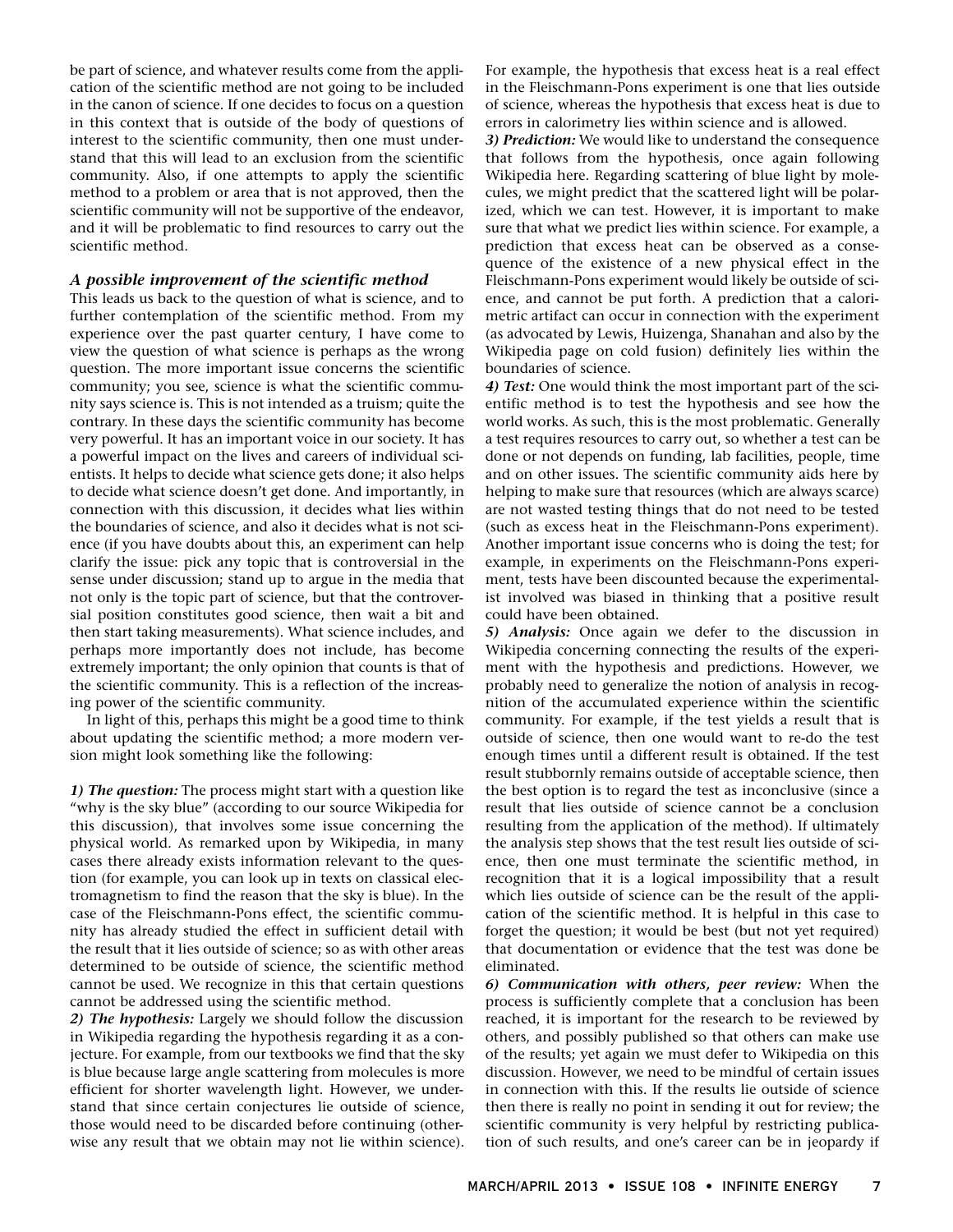be part of science, and whatever results come from the application of the scientific method are not going to be included in the canon of science. If one decides to focus on a question in this context that is outside of the body of questions of interest to the scientific community, then one must understand that this will lead to an exclusion from the scientific community. Also, if one attempts to apply the scientific method to a problem or area that is not approved, then the scientific community will not be supportive of the endeavor, and it will be problematic to find resources to carry out the scientific method.

### *A possible improvement of the scientific method*

This leads us back to the question of what is science, and to further contemplation of the scientific method. From my experience over the past quarter century, I have come to view the question of what science is perhaps as the wrong question. The more important issue concerns the scientific community; you see, science is what the scientific community says science is. This is not intended as a truism; quite the contrary. In these days the scientific community has become very powerful. It has an important voice in our society. It has a powerful impact on the lives and careers of individual scientists. It helps to decide what science gets done; it also helps to decide what science doesn't get done. And importantly, in connection with this discussion, it decides what lies within the boundaries of science, and also it decides what is not science (if you have doubts about this, an experiment can help clarify the issue: pick any topic that is controversial in the sense under discussion; stand up to argue in the media that not only is the topic part of science, but that the controversial position constitutes good science, then wait a bit and then start taking measurements). What science includes, and perhaps more importantly does not include, has become extremely important; the only opinion that counts is that of the scientific community. This is a reflection of the increasing power of the scientific community.

In light of this, perhaps this might be a good time to think about updating the scientific method; a more modern version might look something like the following:

***1) The question:*** The process might start with a question like "why is the sky blue" (according to our source Wikipedia for this discussion), that involves some issue concerning the physical world. As remarked upon by Wikipedia, in many cases there already exists information relevant to the question (for example, you can look up in texts on classical electromagnetism to find the reason that the sky is blue). In the case of the Fleischmann-Pons effect, the scientific community has already studied the effect in sufficient detail with the result that it lies outside of science; so as with other areas determined to be outside of science, the scientific method cannot be used. We recognize in this that certain questions cannot be addressed using the scientific method.

***2) The hypothesis:*** Largely we should follow the discussion in Wikipedia regarding the hypothesis regarding it as a conjecture. For example, from our textbooks we find that the sky is blue because large angle scattering from molecules is more efficient for shorter wavelength light. However, we understand that since certain conjectures lie outside of science, those would need to be discarded before continuing (otherwise any result that we obtain may not lie within science). For example, the hypothesis that excess heat is a real effect in the Fleischmann-Pons experiment is one that lies outside of science, whereas the hypothesis that excess heat is due to errors in calorimetry lies within science and is allowed.

***3) Prediction:*** We would like to understand the consequence that follows from the hypothesis, once again following Wikipedia here. Regarding scattering of blue light by molecules, we might predict that the scattered light will be polarized, which we can test. However, it is important to make sure that what we predict lies within science. For example, a prediction that excess heat can be observed as a consequence of the existence of a new physical effect in the Fleischmann-Pons experiment would likely be outside of science, and cannot be put forth. A prediction that a calorimetric artifact can occur in connection with the experiment (as advocated by Lewis, Huizenga, Shanahan and also by the Wikipedia page on cold fusion) definitely lies within the boundaries of science.

***4) Test:*** One would think the most important part of the scientific method is to test the hypothesis and see how the world works. As such, this is the most problematic. Generally a test requires resources to carry out, so whether a test can be done or not depends on funding, lab facilities, people, time and on other issues. The scientific community aids here by helping to make sure that resources (which are always scarce) are not wasted testing things that do not need to be tested (such as excess heat in the Fleischmann-Pons experiment). Another important issue concerns who is doing the test; for example, in experiments on the Fleischmann-Pons experiment, tests have been discounted because the experimentalist involved was biased in thinking that a positive result could have been obtained.

***5) Analysis:*** Once again we defer to the discussion in Wikipedia concerning connecting the results of the experiment with the hypothesis and predictions. However, we probably need to generalize the notion of analysis in recognition of the accumulated experience within the scientific community. For example, if the test yields a result that is outside of science, then one would want to re-do the test enough times until a different result is obtained. If the test result stubbornly remains outside of acceptable science, then the best option is to regard the test as inconclusive (since a result that lies outside of science cannot be a conclusion resulting from the application of the method). If ultimately the analysis step shows that the test result lies outside of science, then one must terminate the scientific method, in recognition that it is a logical impossibility that a result which lies outside of science can be the result of the application of the scientific method. It is helpful in this case to forget the question; it would be best (but not yet required) that documentation or evidence that the test was done be eliminated.

***6) Communication with others, peer review:*** When the process is sufficiently complete that a conclusion has been reached, it is important for the research to be reviewed by others, and possibly published so that others can make use of the results; yet again we must defer to Wikipedia on this discussion. However, we need to be mindful of certain issues in connection with this. If the results lie outside of science then there is really no point in sending it out for review; the scientific community is very helpful by restricting publication of such results, and one's career can be in jeopardy if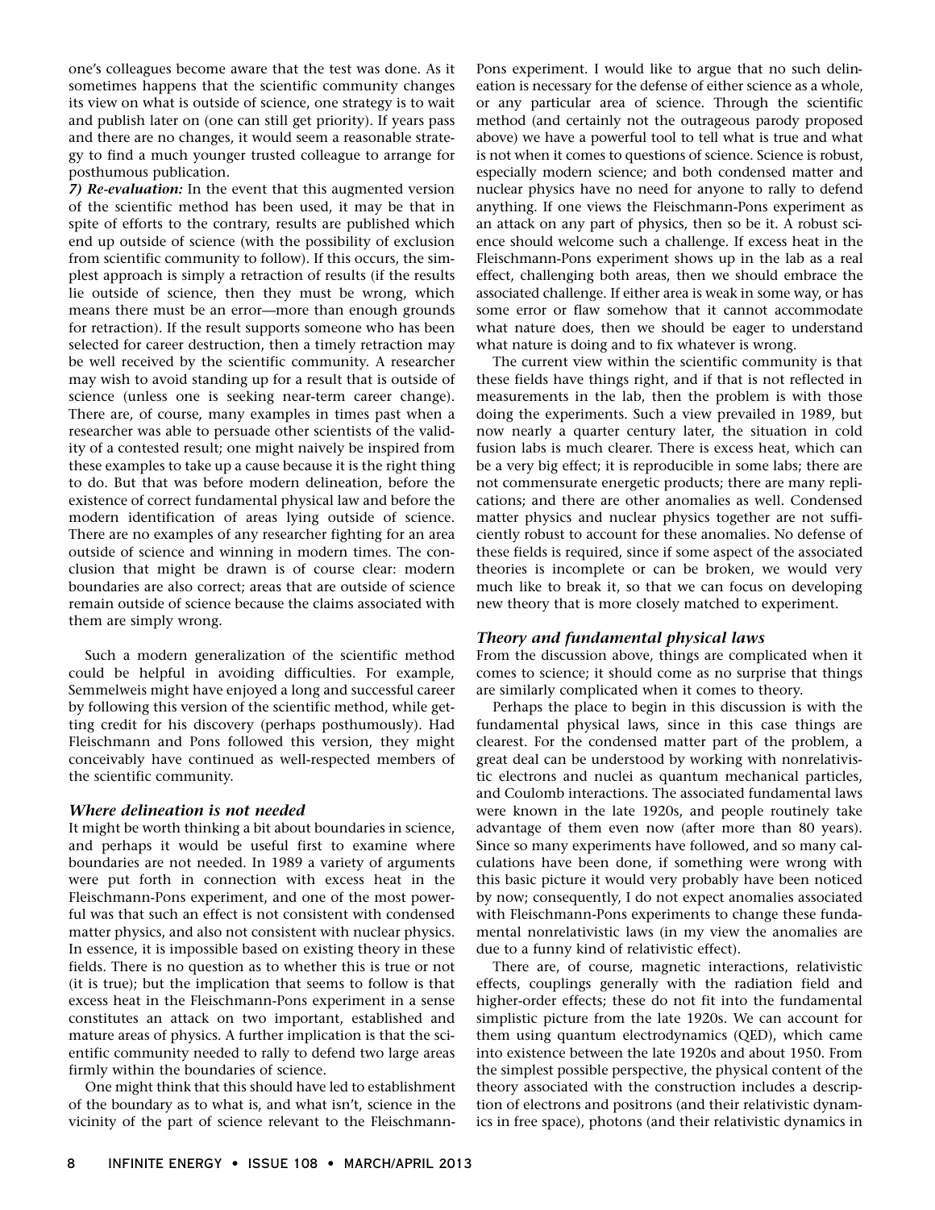one's colleagues become aware that the test was done. As it sometimes happens that the scientific community changes its view on what is outside of science, one strategy is to wait and publish later on (one can still get priority). If years pass and there are no changes, it would seem a reasonable strategy to find a much younger trusted colleague to arrange for posthumous publication.

***7) Re-evaluation:*** In the event that this augmented version of the scientific method has been used, it may be that in spite of efforts to the contrary, results are published which end up outside of science (with the possibility of exclusion from scientific community to follow). If this occurs, the simplest approach is simply a retraction of results (if the results lie outside of science, then they must be wrong, which means there must be an error—more than enough grounds for retraction). If the result supports someone who has been selected for career destruction, then a timely retraction may be well received by the scientific community. A researcher may wish to avoid standing up for a result that is outside of science (unless one is seeking near-term career change). There are, of course, many examples in times past when a researcher was able to persuade other scientists of the validity of a contested result; one might naively be inspired from these examples to take up a cause because it is the right thing to do. But that was before modern delineation, before the existence of correct fundamental physical law and before the modern identification of areas lying outside of science. There are no examples of any researcher fighting for an area outside of science and winning in modern times. The conclusion that might be drawn is of course clear: modern boundaries are also correct; areas that are outside of science remain outside of science because the claims associated with them are simply wrong.

Such a modern generalization of the scientific method could be helpful in avoiding difficulties. For example, Semmelweis might have enjoyed a long and successful career by following this version of the scientific method, while getting credit for his discovery (perhaps posthumously). Had Fleischmann and Pons followed this version, they might conceivably have continued as well-respected members of the scientific community.

### *Where delineation is not needed*

It might be worth thinking a bit about boundaries in science, and perhaps it would be useful first to examine where boundaries are not needed. In 1989 a variety of arguments were put forth in connection with excess heat in the Fleischmann-Pons experiment, and one of the most powerful was that such an effect is not consistent with condensed matter physics, and also not consistent with nuclear physics. In essence, it is impossible based on existing theory in these fields. There is no question as to whether this is true or not (it is true); but the implication that seems to follow is that excess heat in the Fleischmann-Pons experiment in a sense constitutes an attack on two important, established and mature areas of physics. A further implication is that the scientific community needed to rally to defend two large areas firmly within the boundaries of science.

One might think that this should have led to establishment of the boundary as to what is, and what isn't, science in the vicinity of the part of science relevant to the Fleischmann-Pons experiment. I would like to argue that no such delineation is necessary for the defense of either science as a whole, or any particular area of science. Through the scientific method (and certainly not the outrageous parody proposed above) we have a powerful tool to tell what is true and what is not when it comes to questions of science. Science is robust, especially modern science; and both condensed matter and nuclear physics have no need for anyone to rally to defend anything. If one views the Fleischmann-Pons experiment as an attack on any part of physics, then so be it. A robust science should welcome such a challenge. If excess heat in the Fleischmann-Pons experiment shows up in the lab as a real effect, challenging both areas, then we should embrace the associated challenge. If either area is weak in some way, or has some error or flaw somehow that it cannot accommodate what nature does, then we should be eager to understand what nature is doing and to fix whatever is wrong.

The current view within the scientific community is that these fields have things right, and if that is not reflected in measurements in the lab, then the problem is with those doing the experiments. Such a view prevailed in 1989, but now nearly a quarter century later, the situation in cold fusion labs is much clearer. There is excess heat, which can be a very big effect; it is reproducible in some labs; there are not commensurate energetic products; there are many replications; and there are other anomalies as well. Condensed matter physics and nuclear physics together are not sufficiently robust to account for these anomalies. No defense of these fields is required, since if some aspect of the associated theories is incomplete or can be broken, we would very much like to break it, so that we can focus on developing new theory that is more closely matched to experiment.

### *Theory and fundamental physical laws*

From the discussion above, things are complicated when it comes to science; it should come as no surprise that things are similarly complicated when it comes to theory.

Perhaps the place to begin in this discussion is with the fundamental physical laws, since in this case things are clearest. For the condensed matter part of the problem, a great deal can be understood by working with nonrelativistic electrons and nuclei as quantum mechanical particles, and Coulomb interactions. The associated fundamental laws were known in the late 1920s, and people routinely take advantage of them even now (after more than 80 years). Since so many experiments have followed, and so many calculations have been done, if something were wrong with this basic picture it would very probably have been noticed by now; consequently, I do not expect anomalies associated with Fleischmann-Pons experiments to change these fundamental nonrelativistic laws (in my view the anomalies are due to a funny kind of relativistic effect).

There are, of course, magnetic interactions, relativistic effects, couplings generally with the radiation field and higher-order effects; these do not fit into the fundamental simplistic picture from the late 1920s. We can account for them using quantum electrodynamics (QED), which came into existence between the late 1920s and about 1950. From the simplest possible perspective, the physical content of the theory associated with the construction includes a description of electrons and positrons (and their relativistic dynamics in free space), photons (and their relativistic dynamics in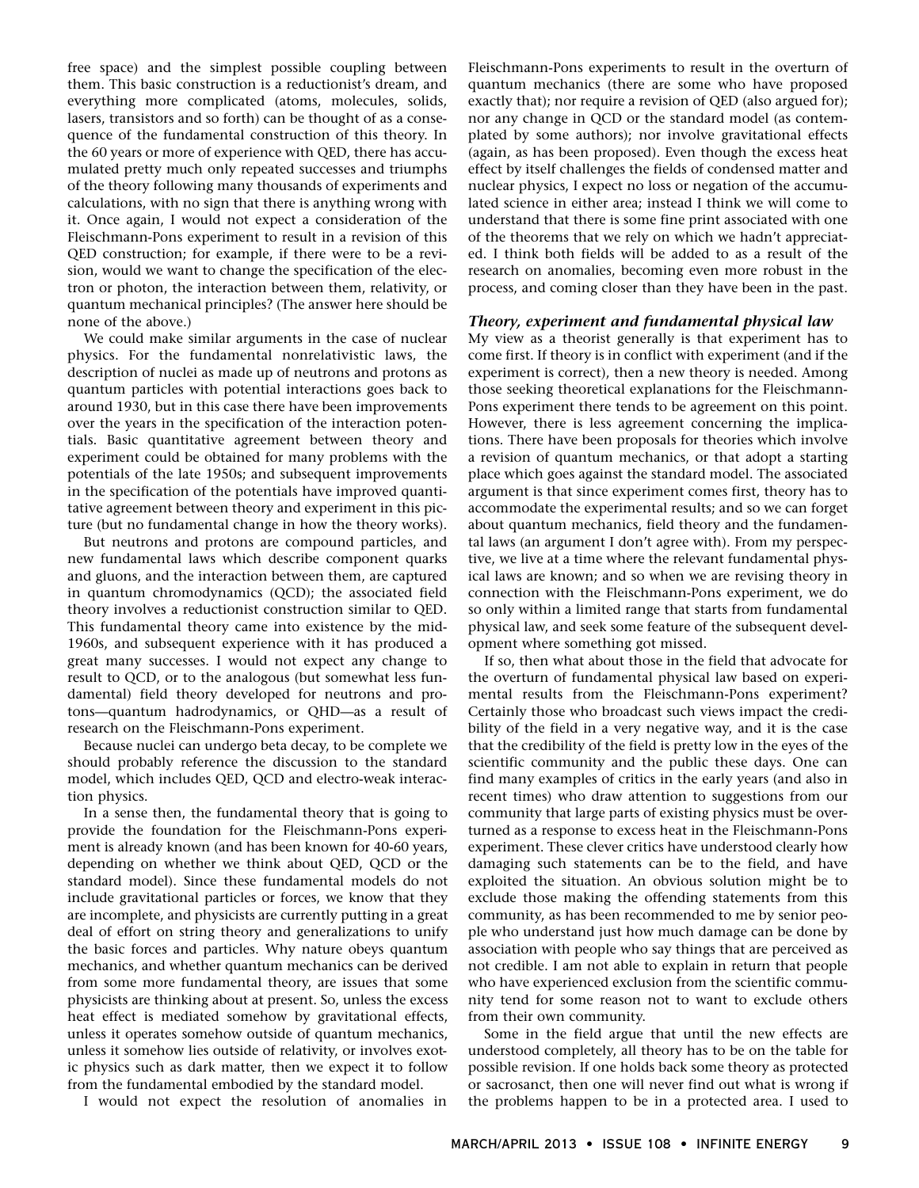free space) and the simplest possible coupling between them. This basic construction is a reductionist's dream, and everything more complicated (atoms, molecules, solids, lasers, transistors and so forth) can be thought of as a consequence of the fundamental construction of this theory. In the 60 years or more of experience with QED, there has accumulated pretty much only repeated successes and triumphs of the theory following many thousands of experiments and calculations, with no sign that there is anything wrong with it. Once again, I would not expect a consideration of the Fleischmann-Pons experiment to result in a revision of this QED construction; for example, if there were to be a revision, would we want to change the specification of the electron or photon, the interaction between them, relativity, or quantum mechanical principles? (The answer here should be none of the above.)

We could make similar arguments in the case of nuclear physics. For the fundamental nonrelativistic laws, the description of nuclei as made up of neutrons and protons as quantum particles with potential interactions goes back to around 1930, but in this case there have been improvements over the years in the specification of the interaction potentials. Basic quantitative agreement between theory and experiment could be obtained for many problems with the potentials of the late 1950s; and subsequent improvements in the specification of the potentials have improved quantitative agreement between theory and experiment in this picture (but no fundamental change in how the theory works).

But neutrons and protons are compound particles, and new fundamental laws which describe component quarks and gluons, and the interaction between them, are captured in quantum chromodynamics (QCD); the associated field theory involves a reductionist construction similar to QED. This fundamental theory came into existence by the mid-1960s, and subsequent experience with it has produced a great many successes. I would not expect any change to result to QCD, or to the analogous (but somewhat less fundamental) field theory developed for neutrons and protons—quantum hadrodynamics, or QHD—as a result of research on the Fleischmann-Pons experiment.

Because nuclei can undergo beta decay, to be complete we should probably reference the discussion to the standard model, which includes QED, QCD and electro-weak interaction physics.

In a sense then, the fundamental theory that is going to provide the foundation for the Fleischmann-Pons experiment is already known (and has been known for 40-60 years, depending on whether we think about QED, QCD or the standard model). Since these fundamental models do not include gravitational particles or forces, we know that they are incomplete, and physicists are currently putting in a great deal of effort on string theory and generalizations to unify the basic forces and particles. Why nature obeys quantum mechanics, and whether quantum mechanics can be derived from some more fundamental theory, are issues that some physicists are thinking about at present. So, unless the excess heat effect is mediated somehow by gravitational effects, unless it operates somehow outside of quantum mechanics, unless it somehow lies outside of relativity, or involves exotic physics such as dark matter, then we expect it to follow from the fundamental embodied by the standard model.

I would not expect the resolution of anomalies in Fleischmann-Pons experiments to result in the overturn of quantum mechanics (there are some who have proposed exactly that); nor require a revision of QED (also argued for); nor any change in QCD or the standard model (as contemplated by some authors); nor involve gravitational effects (again, as has been proposed). Even though the excess heat effect by itself challenges the fields of condensed matter and nuclear physics, I expect no loss or negation of the accumulated science in either area; instead I think we will come to understand that there is some fine print associated with one of the theorems that we rely on which we hadn't appreciated. I think both fields will be added to as a result of the research on anomalies, becoming even more robust in the process, and coming closer than they have been in the past.

### *Theory, experiment and fundamental physical law*

My view as a theorist generally is that experiment has to come first. If theory is in conflict with experiment (and if the experiment is correct), then a new theory is needed. Among those seeking theoretical explanations for the Fleischmann-Pons experiment there tends to be agreement on this point. However, there is less agreement concerning the implications. There have been proposals for theories which involve a revision of quantum mechanics, or that adopt a starting place which goes against the standard model. The associated argument is that since experiment comes first, theory has to accommodate the experimental results; and so we can forget about quantum mechanics, field theory and the fundamental laws (an argument I don't agree with). From my perspective, we live at a time where the relevant fundamental physical laws are known; and so when we are revising theory in connection with the Fleischmann-Pons experiment, we do so only within a limited range that starts from fundamental physical law, and seek some feature of the subsequent development where something got missed.

If so, then what about those in the field that advocate for the overturn of fundamental physical law based on experimental results from the Fleischmann-Pons experiment? Certainly those who broadcast such views impact the credibility of the field in a very negative way, and it is the case that the credibility of the field is pretty low in the eyes of the scientific community and the public these days. One can find many examples of critics in the early years (and also in recent times) who draw attention to suggestions from our community that large parts of existing physics must be overturned as a response to excess heat in the Fleischmann-Pons experiment. These clever critics have understood clearly how damaging such statements can be to the field, and have exploited the situation. An obvious solution might be to exclude those making the offending statements from this community, as has been recommended to me by senior people who understand just how much damage can be done by association with people who say things that are perceived as not credible. I am not able to explain in return that people who have experienced exclusion from the scientific community tend for some reason not to want to exclude others from their own community.

Some in the field argue that until the new effects are understood completely, all theory has to be on the table for possible revision. If one holds back some theory as protected or sacrosanct, then one will never find out what is wrong if the problems happen to be in a protected area. I used to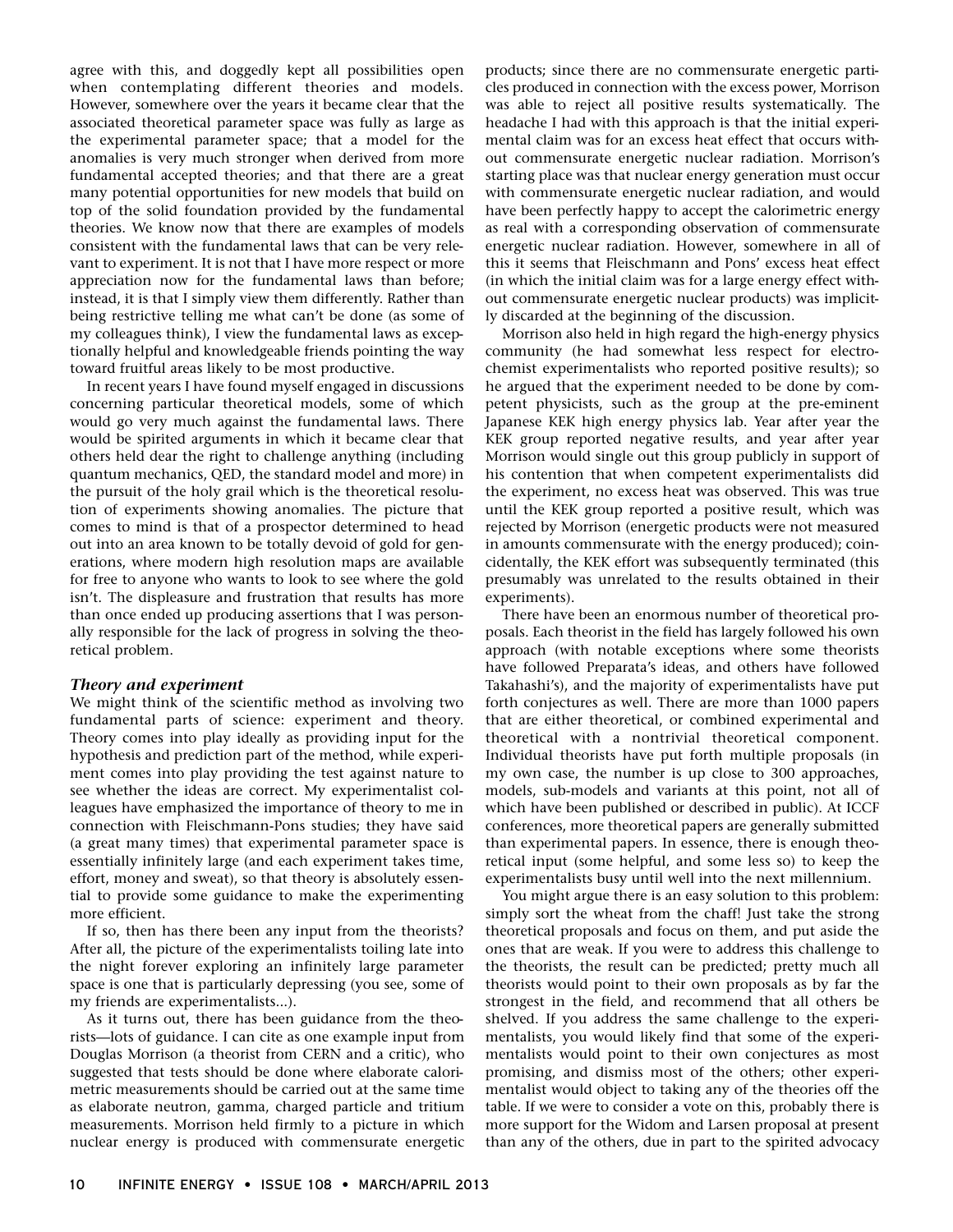agree with this, and doggedly kept all possibilities open when contemplating different theories and models. However, somewhere over the years it became clear that the associated theoretical parameter space was fully as large as the experimental parameter space; that a model for the anomalies is very much stronger when derived from more fundamental accepted theories; and that there are a great many potential opportunities for new models that build on top of the solid foundation provided by the fundamental theories. We know now that there are examples of models consistent with the fundamental laws that can be very relevant to experiment. It is not that I have more respect or more appreciation now for the fundamental laws than before; instead, it is that I simply view them differently. Rather than being restrictive telling me what can't be done (as some of my colleagues think), I view the fundamental laws as exceptionally helpful and knowledgeable friends pointing the way toward fruitful areas likely to be most productive.

In recent years I have found myself engaged in discussions concerning particular theoretical models, some of which would go very much against the fundamental laws. There would be spirited arguments in which it became clear that others held dear the right to challenge anything (including quantum mechanics, QED, the standard model and more) in the pursuit of the holy grail which is the theoretical resolution of experiments showing anomalies. The picture that comes to mind is that of a prospector determined to head out into an area known to be totally devoid of gold for generations, where modern high resolution maps are available for free to anyone who wants to look to see where the gold isn't. The displeasure and frustration that results has more than once ended up producing assertions that I was personally responsible for the lack of progress in solving the theoretical problem.

### *Theory and experiment*

We might think of the scientific method as involving two fundamental parts of science: experiment and theory. Theory comes into play ideally as providing input for the hypothesis and prediction part of the method, while experiment comes into play providing the test against nature to see whether the ideas are correct. My experimentalist colleagues have emphasized the importance of theory to me in connection with Fleischmann-Pons studies; they have said (a great many times) that experimental parameter space is essentially infinitely large (and each experiment takes time, effort, money and sweat), so that theory is absolutely essential to provide some guidance to make the experimenting more efficient.

If so, then has there been any input from the theorists? After all, the picture of the experimentalists toiling late into the night forever exploring an infinitely large parameter space is one that is particularly depressing (you see, some of my friends are experimentalists...).

As it turns out, there has been guidance from the theorists—lots of guidance. I can cite as one example input from Douglas Morrison (a theorist from CERN and a critic), who suggested that tests should be done where elaborate calorimetric measurements should be carried out at the same time as elaborate neutron, gamma, charged particle and tritium measurements. Morrison held firmly to a picture in which nuclear energy is produced with commensurate energetic products; since there are no commensurate energetic particles produced in connection with the excess power, Morrison was able to reject all positive results systematically. The headache I had with this approach is that the initial experimental claim was for an excess heat effect that occurs without commensurate energetic nuclear radiation. Morrison's starting place was that nuclear energy generation must occur with commensurate energetic nuclear radiation, and would have been perfectly happy to accept the calorimetric energy as real with a corresponding observation of commensurate energetic nuclear radiation. However, somewhere in all of this it seems that Fleischmann and Pons' excess heat effect (in which the initial claim was for a large energy effect without commensurate energetic nuclear products) was implicitly discarded at the beginning of the discussion.

Morrison also held in high regard the high-energy physics community (he had somewhat less respect for electrochemist experimentalists who reported positive results); so he argued that the experiment needed to be done by competent physicists, such as the group at the pre-eminent Japanese KEK high energy physics lab. Year after year the KEK group reported negative results, and year after year Morrison would single out this group publicly in support of his contention that when competent experimentalists did the experiment, no excess heat was observed. This was true until the KEK group reported a positive result, which was rejected by Morrison (energetic products were not measured in amounts commensurate with the energy produced); coincidentally, the KEK effort was subsequently terminated (this presumably was unrelated to the results obtained in their experiments).

There have been an enormous number of theoretical proposals. Each theorist in the field has largely followed his own approach (with notable exceptions where some theorists have followed Preparata's ideas, and others have followed Takahashi's), and the majority of experimentalists have put forth conjectures as well. There are more than 1000 papers that are either theoretical, or combined experimental and theoretical with a nontrivial theoretical component. Individual theorists have put forth multiple proposals (in my own case, the number is up close to 300 approaches, models, sub-models and variants at this point, not all of which have been published or described in public). At ICCF conferences, more theoretical papers are generally submitted than experimental papers. In essence, there is enough theoretical input (some helpful, and some less so) to keep the experimentalists busy until well into the next millennium.

You might argue there is an easy solution to this problem: simply sort the wheat from the chaff! Just take the strong theoretical proposals and focus on them, and put aside the ones that are weak. If you were to address this challenge to the theorists, the result can be predicted; pretty much all theorists would point to their own proposals as by far the strongest in the field, and recommend that all others be shelved. If you address the same challenge to the experimentalists, you would likely find that some of the experimentalists would point to their own conjectures as most promising, and dismiss most of the others; other experimentalist would object to taking any of the theories off the table. If we were to consider a vote on this, probably there is more support for the Widom and Larsen proposal at present than any of the others, due in part to the spirited advocacy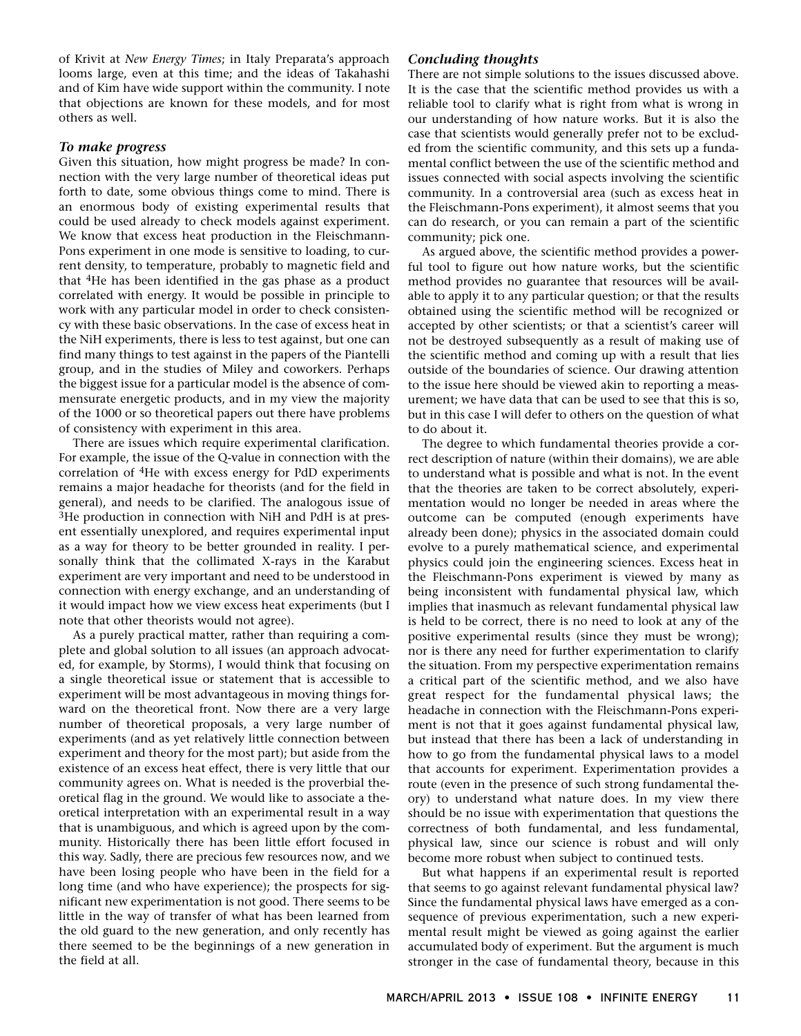of Krivit at *New Energy Times*; in Italy Preparata's approach looms large, even at this time; and the ideas of Takahashi and of Kim have wide support within the community. I note that objections are known for these models, and for most others as well.

### *To make progress*

Given this situation, how might progress be made? In connection with the very large number of theoretical ideas put forth to date, some obvious things come to mind. There is an enormous body of existing experimental results that could be used already to check models against experiment. We know that excess heat production in the Fleischmann-Pons experiment in one mode is sensitive to loading, to current density, to temperature, probably to magnetic field and that $^4$He has been identified in the gas phase as a product correlated with energy. It would be possible in principle to work with any particular model in order to check consistency with these basic observations. In the case of excess heat in the NiH experiments, there is less to test against, but one can find many things to test against in the papers of the Piantelli group, and in the studies of Miley and coworkers. Perhaps the biggest issue for a particular model is the absence of commensurate energetic products, and in my view the majority of the 1000 or so theoretical papers out there have problems of consistency with experiment in this area.

There are issues which require experimental clarification. For example, the issue of the Q-value in connection with the correlation of $^4$He with excess energy for PdD experiments remains a major headache for theorists (and for the field in general), and needs to be clarified. The analogous issue of $^3$He production in connection with NiH and PdH is at present essentially unexplored, and requires experimental input as a way for theory to be better grounded in reality. I personally think that the collimated X-rays in the Karabut experiment are very important and need to be understood in connection with energy exchange, and an understanding of it would impact how we view excess heat experiments (but I note that other theorists would not agree).

As a purely practical matter, rather than requiring a complete and global solution to all issues (an approach advocated, for example, by Storms), I would think that focusing on a single theoretical issue or statement that is accessible to experiment will be most advantageous in moving things forward on the theoretical front. Now there are a very large number of theoretical proposals, a very large number of experiments (and as yet relatively little connection between experiment and theory for the most part); but aside from the existence of an excess heat effect, there is very little that our community agrees on. What is needed is the proverbial theoretical flag in the ground. We would like to associate a theoretical interpretation with an experimental result in a way that is unambiguous, and which is agreed upon by the community. Historically there has been little effort focused in this way. Sadly, there are precious few resources now, and we have been losing people who have been in the field for a long time (and who have experience); the prospects for significant new experimentation is not good. There seems to be little in the way of transfer of what has been learned from the old guard to the new generation, and only recently has there seemed to be the beginnings of a new generation in the field at all.

### *Concluding thoughts*

There are not simple solutions to the issues discussed above. It is the case that the scientific method provides us with a reliable tool to clarify what is right from what is wrong in our understanding of how nature works. But it is also the case that scientists would generally prefer not to be excluded from the scientific community, and this sets up a fundamental conflict between the use of the scientific method and issues connected with social aspects involving the scientific community. In a controversial area (such as excess heat in the Fleischmann-Pons experiment), it almost seems that you can do research, or you can remain a part of the scientific community; pick one.

As argued above, the scientific method provides a powerful tool to figure out how nature works, but the scientific method provides no guarantee that resources will be available to apply it to any particular question; or that the results obtained using the scientific method will be recognized or accepted by other scientists; or that a scientist's career will not be destroyed subsequently as a result of making use of the scientific method and coming up with a result that lies outside of the boundaries of science. Our drawing attention to the issue here should be viewed akin to reporting a measurement; we have data that can be used to see that this is so, but in this case I will defer to others on the question of what to do about it.

The degree to which fundamental theories provide a correct description of nature (within their domains), we are able to understand what is possible and what is not. In the event that the theories are taken to be correct absolutely, experimentation would no longer be needed in areas where the outcome can be computed (enough experiments have already been done); physics in the associated domain could evolve to a purely mathematical science, and experimental physics could join the engineering sciences. Excess heat in the Fleischmann-Pons experiment is viewed by many as being inconsistent with fundamental physical law, which implies that inasmuch as relevant fundamental physical law is held to be correct, there is no need to look at any of the positive experimental results (since they must be wrong); nor is there any need for further experimentation to clarify the situation. From my perspective experimentation remains a critical part of the scientific method, and we also have great respect for the fundamental physical laws; the headache in connection with the Fleischmann-Pons experiment is not that it goes against fundamental physical law, but instead that there has been a lack of understanding in how to go from the fundamental physical laws to a model that accounts for experiment. Experimentation provides a route (even in the presence of such strong fundamental theory) to understand what nature does. In my view there should be no issue with experimentation that questions the correctness of both fundamental, and less fundamental, physical law, since our science is robust and will only become more robust when subject to continued tests.

But what happens if an experimental result is reported that seems to go against relevant fundamental physical law? Since the fundamental physical laws have emerged as a consequence of previous experimentation, such a new experimental result might be viewed as going against the earlier accumulated body of experiment. But the argument is much stronger in the case of fundamental theory, because in this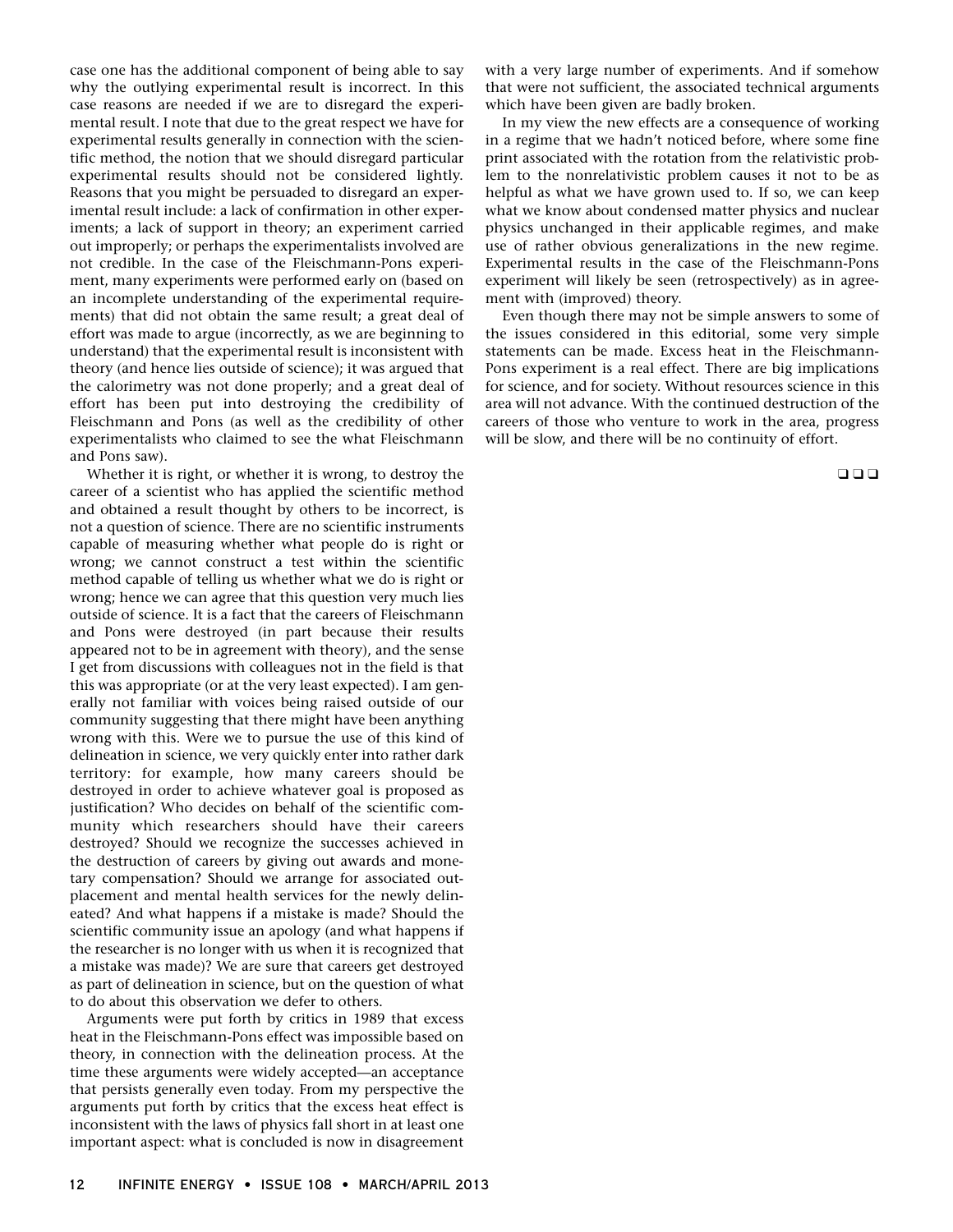case one has the additional component of being able to say why the outlying experimental result is incorrect. In this case reasons are needed if we are to disregard the experimental result. I note that due to the great respect we have for experimental results generally in connection with the scientific method, the notion that we should disregard particular experimental results should not be considered lightly. Reasons that you might be persuaded to disregard an experimental result include: a lack of confirmation in other experiments; a lack of support in theory; an experiment carried out improperly; or perhaps the experimentalists involved are not credible. In the case of the Fleischmann-Pons experiment, many experiments were performed early on (based on an incomplete understanding of the experimental requirements) that did not obtain the same result; a great deal of effort was made to argue (incorrectly, as we are beginning to understand) that the experimental result is inconsistent with theory (and hence lies outside of science); it was argued that the calorimetry was not done properly; and a great deal of effort has been put into destroying the credibility of Fleischmann and Pons (as well as the credibility of other experimentalists who claimed to see the what Fleischmann and Pons saw).

Whether it is right, or whether it is wrong, to destroy the career of a scientist who has applied the scientific method and obtained a result thought by others to be incorrect, is not a question of science. There are no scientific instruments capable of measuring whether what people do is right or wrong; we cannot construct a test within the scientific method capable of telling us whether what we do is right or wrong; hence we can agree that this question very much lies outside of science. It is a fact that the careers of Fleischmann and Pons were destroyed (in part because their results appeared not to be in agreement with theory), and the sense I get from discussions with colleagues not in the field is that this was appropriate (or at the very least expected). I am generally not familiar with voices being raised outside of our community suggesting that there might have been anything wrong with this. Were we to pursue the use of this kind of delineation in science, we very quickly enter into rather dark territory: for example, how many careers should be destroyed in order to achieve whatever goal is proposed as justification? Who decides on behalf of the scientific community which researchers should have their careers destroyed? Should we recognize the successes achieved in the destruction of careers by giving out awards and monetary compensation? Should we arrange for associated outplacement and mental health services for the newly delineated? And what happens if a mistake is made? Should the scientific community issue an apology (and what happens if the researcher is no longer with us when it is recognized that a mistake was made)? We are sure that careers get destroyed as part of delineation in science, but on the question of what to do about this observation we defer to others.

Arguments were put forth by critics in 1989 that excess heat in the Fleischmann-Pons effect was impossible based on theory, in connection with the delineation process. At the time these arguments were widely accepted—an acceptance that persists generally even today. From my perspective the arguments put forth by critics that the excess heat effect is inconsistent with the laws of physics fall short in at least one important aspect: what is concluded is now in disagreement with a very large number of experiments. And if somehow that were not sufficient, the associated technical arguments which have been given are badly broken.

In my view the new effects are a consequence of working in a regime that we hadn't noticed before, where some fine print associated with the rotation from the relativistic problem to the nonrelativistic problem causes it not to be as helpful as what we have grown used to. If so, we can keep what we know about condensed matter physics and nuclear physics unchanged in their applicable regimes, and make use of rather obvious generalizations in the new regime. Experimental results in the case of the Fleischmann-Pons experiment will likely be seen (retrospectively) as in agreement with (improved) theory.

Even though there may not be simple answers to some of the issues considered in this editorial, some very simple statements can be made. Excess heat in the Fleischmann-Pons experiment is a real effect. There are big implications for science, and for society. Without resources science in this area will not advance. With the continued destruction of the careers of those who venture to work in the area, progress will be slow, and there will be no continuity of effort.

❑ ❑ ❑